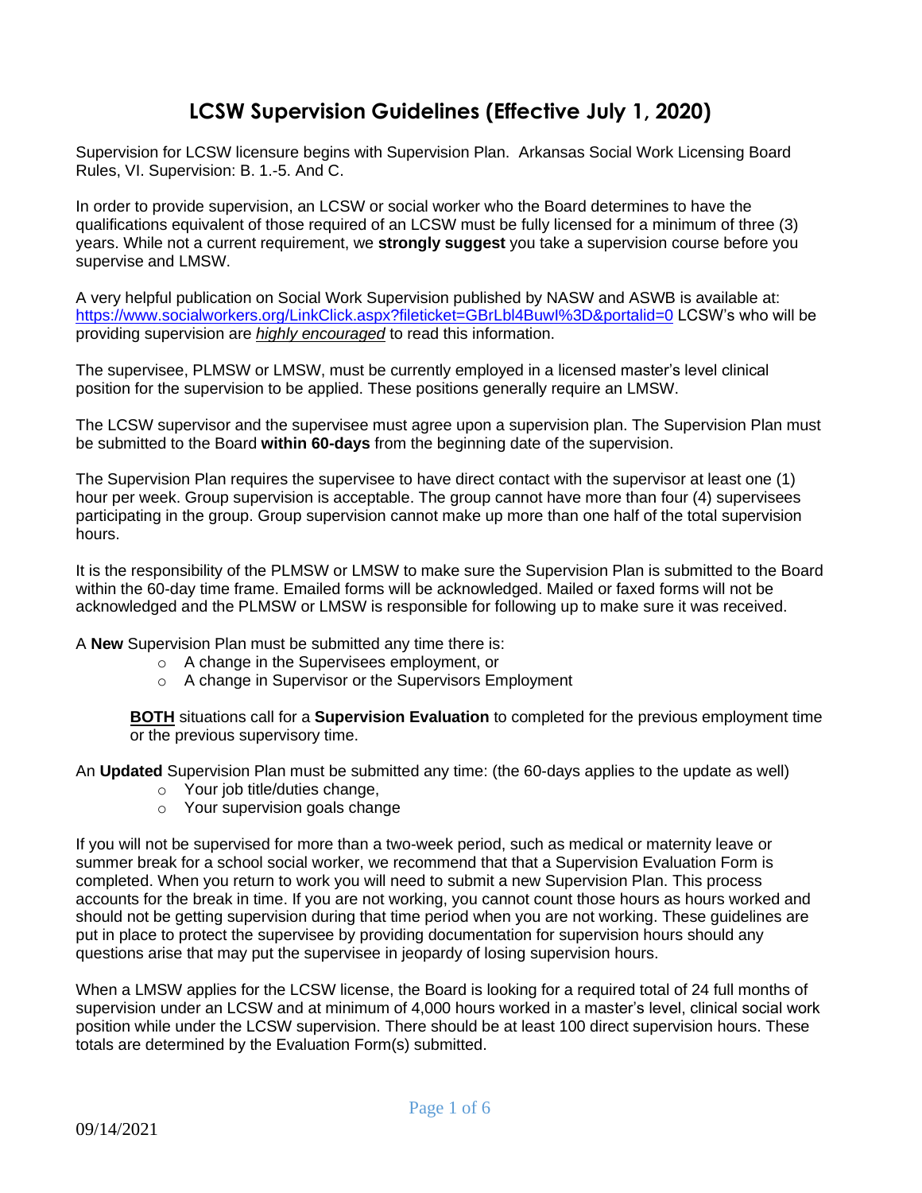# LCSW Supervision Guidelines (Effective July 1, 2020)

Supervision for LCSW licensure begins with Supervision Plan. Arkansas Social Work Licensing Board Rules, VI. Supervision: B. 1.-5. And C.

In order to provide supervision, an LCSW or social worker who the Board determines to have the qualifications equivalent of those required of an LCSW must be fully licensed for a minimum of three (3) years. While not a current requirement, we **strongly suggest** you take a supervision course before you supervise and LMSW.

A very helpful publication on Social Work Supervision published by NASW and ASWB is available at: https://www.socialworkers.org/LinkClick.aspx?fileticket=GBrLbl4BuwI%3D&portalid=0 LCSW's who will be providing supervision are ***highly encouraged*** to read this information.

The supervisee, PLMSW or LMSW, must be currently employed in a licensed master's level clinical position for the supervision to be applied. These positions generally require an LMSW.

The LCSW supervisor and the supervisee must agree upon a supervision plan. The Supervision Plan must be submitted to the Board **within 60-days** from the beginning date of the supervision.

The Supervision Plan requires the supervisee to have direct contact with the supervisor at least one (1) hour per week. Group supervision is acceptable. The group cannot have more than four (4) supervisees participating in the group. Group supervision cannot make up more than one half of the total supervision hours.

It is the responsibility of the PLMSW or LMSW to make sure the Supervision Plan is submitted to the Board within the 60-day time frame. Emailed forms will be acknowledged. Mailed or faxed forms will not be acknowledged and the PLMSW or LMSW is responsible for following up to make sure it was received.

A **New** Supervision Plan must be submitted any time there is:

- A change in the Supervisees employment, or
- A change in Supervisor or the Supervisors Employment

**BOTH** situations call for a **Supervision Evaluation** to completed for the previous employment time or the previous supervisory time.

An **Updated** Supervision Plan must be submitted any time: (the 60-days applies to the update as well)

- Your job title/duties change,
- Your supervision goals change

If you will not be supervised for more than a two-week period, such as medical or maternity leave or summer break for a school social worker, we recommend that that a Supervision Evaluation Form is completed. When you return to work you will need to submit a new Supervision Plan. This process accounts for the break in time. If you are not working, you cannot count those hours as hours worked and should not be getting supervision during that time period when you are not working. These guidelines are put in place to protect the supervisee by providing documentation for supervision hours should any questions arise that may put the supervisee in jeopardy of losing supervision hours.

When a LMSW applies for the LCSW license, the Board is looking for a required total of 24 full months of supervision under an LCSW and at minimum of 4,000 hours worked in a master's level, clinical social work position while under the LCSW supervision. There should be at least 100 direct supervision hours. These totals are determined by the Evaluation Form(s) submitted.

09/14/2021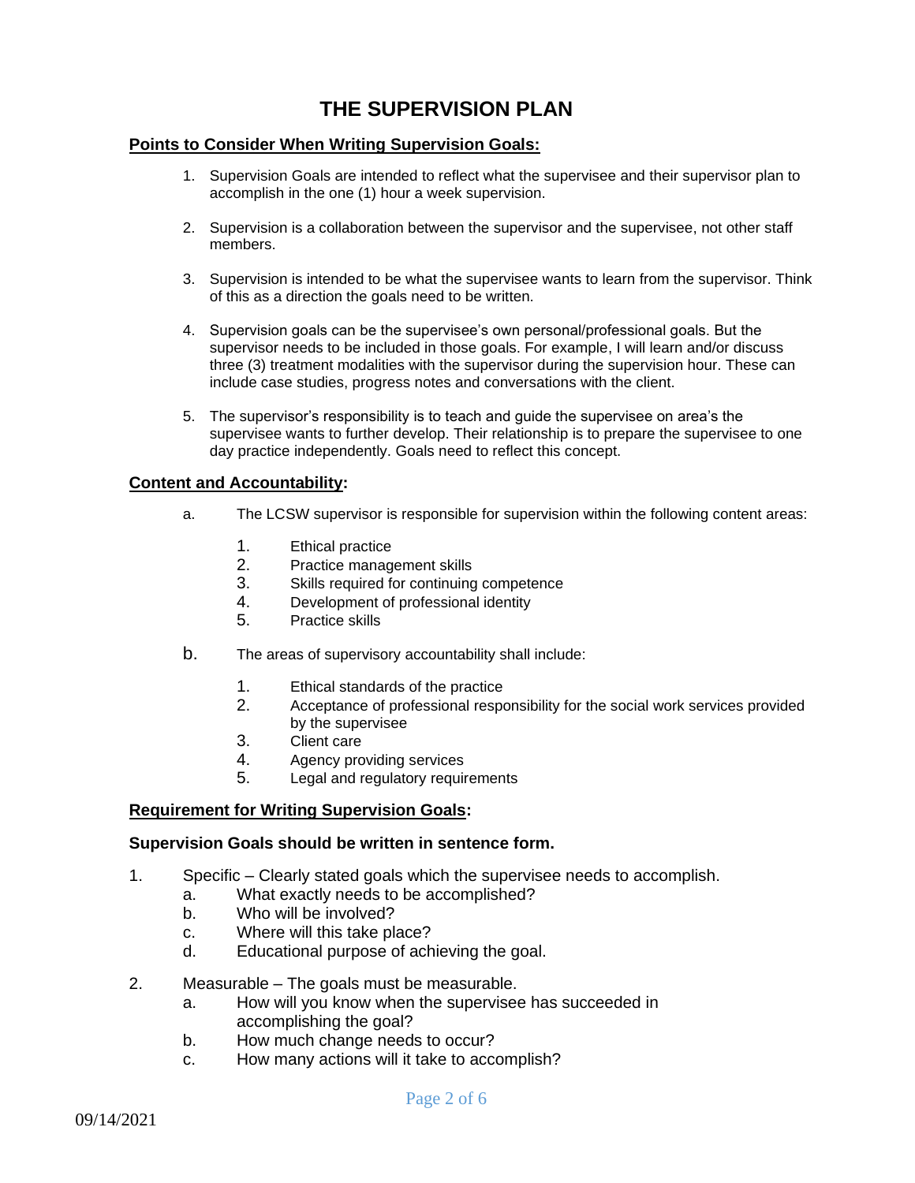# THE SUPERVISION PLAN

**Points to Consider When Writing Supervision Goals:**

1. Supervision Goals are intended to reflect what the supervisee and their supervisor plan to accomplish in the one (1) hour a week supervision.

2. Supervision is a collaboration between the supervisor and the supervisee, not other staff members.

3. Supervision is intended to be what the supervisee wants to learn from the supervisor. Think of this as a direction the goals need to be written.

4. Supervision goals can be the supervisee's own personal/professional goals. But the supervisor needs to be included in those goals. For example, I will learn and/or discuss three (3) treatment modalities with the supervisor during the supervision hour. These can include case studies, progress notes and conversations with the client.

5. The supervisor's responsibility is to teach and guide the supervisee on area's the supervisee wants to further develop. Their relationship is to prepare the supervisee to one day practice independently. Goals need to reflect this concept.

**Content and Accountability:**

a. The LCSW supervisor is responsible for supervision within the following content areas:

   1. Ethical practice
   2. Practice management skills
   3. Skills required for continuing competence
   4. Development of professional identity
   5. Practice skills

b. The areas of supervisory accountability shall include:

   1. Ethical standards of the practice
   2. Acceptance of professional responsibility for the social work services provided by the supervisee
   3. Client care
   4. Agency providing services
   5. Legal and regulatory requirements

**Requirement for Writing Supervision Goals:**

**Supervision Goals should be written in sentence form.**

1. Specific – Clearly stated goals which the supervisee needs to accomplish.
   a. What exactly needs to be accomplished?
   b. Who will be involved?
   c. Where will this take place?
   d. Educational purpose of achieving the goal.

2. Measurable – The goals must be measurable.
   a. How will you know when the supervisee has succeeded in accomplishing the goal?
   b. How much change needs to occur?
   c. How many actions will it take to accomplish?

09/14/2021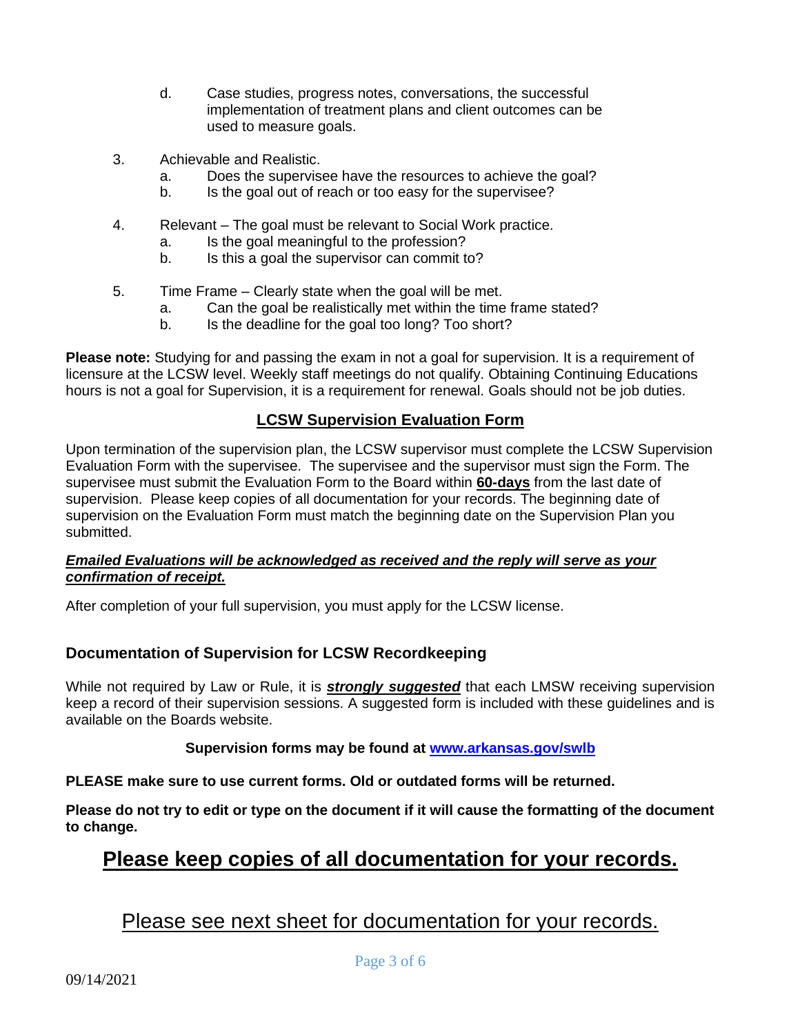d. Case studies, progress notes, conversations, the successful implementation of treatment plans and client outcomes can be used to measure goals.

3. Achievable and Realistic.
   a. Does the supervisee have the resources to achieve the goal?
   b. Is the goal out of reach or too easy for the supervisee?

4. Relevant – The goal must be relevant to Social Work practice.
   a. Is the goal meaningful to the profession?
   b. Is this a goal the supervisor can commit to?

5. Time Frame – Clearly state when the goal will be met.
   a. Can the goal be realistically met within the time frame stated?
   b. Is the deadline for the goal too long? Too short?

**Please note:** Studying for and passing the exam in not a goal for supervision. It is a requirement of licensure at the LCSW level. Weekly staff meetings do not qualify. Obtaining Continuing Educations hours is not a goal for Supervision, it is a requirement for renewal. Goals should not be job duties.

## LCSW Supervision Evaluation Form

Upon termination of the supervision plan, the LCSW supervisor must complete the LCSW Supervision Evaluation Form with the supervisee. The supervisee and the supervisor must sign the Form. The supervisee must submit the Evaluation Form to the Board within **60-days** from the last date of supervision. Please keep copies of all documentation for your records. The beginning date of supervision on the Evaluation Form must match the beginning date on the Supervision Plan you submitted.

***Emailed Evaluations will be acknowledged as received and the reply will serve as your confirmation of receipt.***

After completion of your full supervision, you must apply for the LCSW license.

### Documentation of Supervision for LCSW Recordkeeping

While not required by Law or Rule, it is ***strongly suggested*** that each LMSW receiving supervision keep a record of their supervision sessions. A suggested form is included with these guidelines and is available on the Boards website.

**Supervision forms may be found at [www.arkansas.gov/swlb](http://www.arkansas.gov/swlb)**

**PLEASE make sure to use current forms. Old or outdated forms will be returned.**

**Please do not try to edit or type on the document if it will cause the formatting of the document to change.**

## Please keep copies of all documentation for your records.

Please see next sheet for documentation for your records.

09/14/2021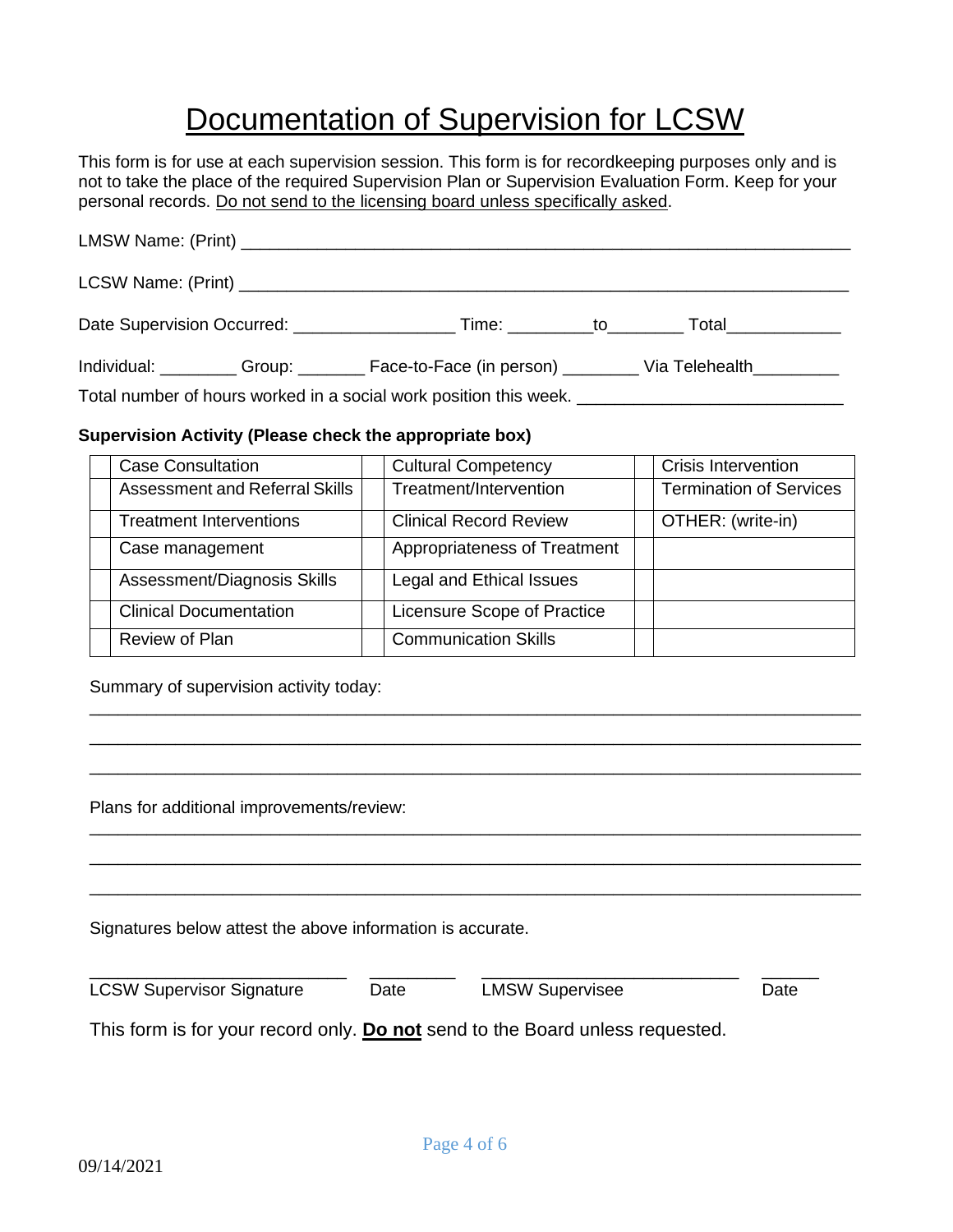# Documentation of Supervision for LCSW

This form is for use at each supervision session. This form is for recordkeeping purposes only and is not to take the place of the required Supervision Plan or Supervision Evaluation Form. Keep for your personal records. Do not send to the licensing board unless specifically asked.

LMSW Name: (Print) ______________________________________________________________

LCSW Name: (Print) ______________________________________________________________

Date Supervision Occurred: ________________ Time: _________to________ Total____________

Individual: ________ Group: _______ Face-to-Face (in person) ________ Via Telehealth_________

Total number of hours worked in a social work position this week. ___________________________

**Supervision Activity (Please check the appropriate box)**

| | | | | | |
|---|---|---|---|---|---|
| | Case Consultation | | Cultural Competency | | Crisis Intervention |
| | Assessment and Referral Skills | | Treatment/Intervention | | Termination of Services |
| | Treatment Interventions | | Clinical Record Review | | OTHER: (write-in) |
| | Case management | | Appropriateness of Treatment | | |
| | Assessment/Diagnosis Skills | | Legal and Ethical Issues | | |
| | Clinical Documentation | | Licensure Scope of Practice | | |
| | Review of Plan | | Communication Skills | | |

Summary of supervision activity today:

___________________________________________________________________________

___________________________________________________________________________

___________________________________________________________________________

Plans for additional improvements/review:

___________________________________________________________________________

___________________________________________________________________________

___________________________________________________________________________

Signatures below attest the above information is accurate.

___________________________ _________ ___________________________ ______

LCSW Supervisor Signature Date LMSW Supervisee Date

This form is for your record only. **Do not** send to the Board unless requested.

09/14/2021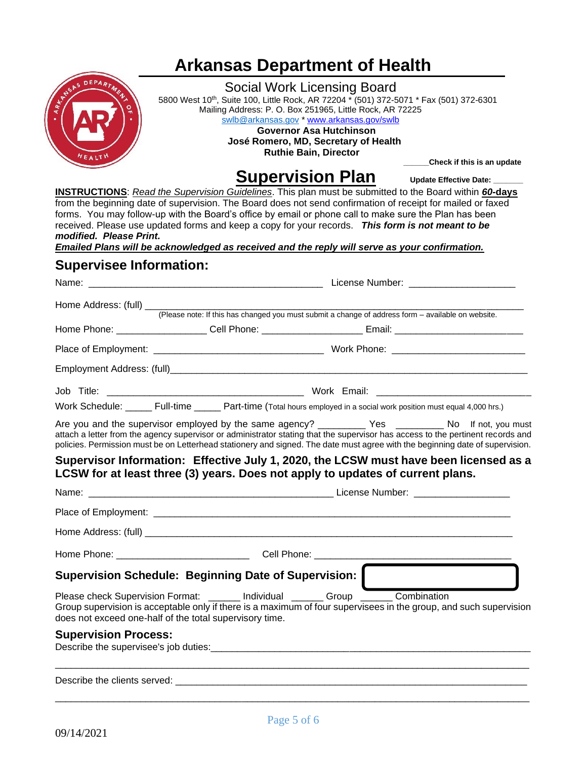# Arkansas Department of Health

Social Work Licensing Board
5800 West 10th, Suite 100, Little Rock, AR 72204 * (501) 372-5071 * Fax (501) 372-6301
Mailing Address: P. O. Box 251965, Little Rock, AR 72225
swlb@arkansas.gov * www.arkansas.gov/swlb

**Governor Asa Hutchinson**
**José Romero, MD, Secretary of Health**
**Ruthie Bain, Director**

**______Check if this is an update**

## Supervision Plan

**Update Effective Date: ______**

**INSTRUCTIONS**: *Read the Supervision Guidelines*. This plan must be submitted to the Board within ***60*-days** from the beginning date of supervision. The Board does not send confirmation of receipt for mailed or faxed forms. You may follow-up with the Board's office by email or phone call to make sure the Plan has been received. Please use updated forms and keep a copy for your records. ***This form is not meant to be modified. Please Print.***

***Emailed Plans will be acknowledged as received and the reply will serve as your confirmation.***

### Supervisee Information:

Name: ______________________________________________ License Number: ____________________

Home Address: (full) _________________________________________________________________________
(Please note: If this has changed you must submit a change of address form – available on website.)

Home Phone: _________________ Cell Phone: ___________________ Email: ________________________

Place of Employment: ________________________________ Work Phone: _________________________

Employment Address: (full)_________________________________________________________________

Job Title: _____________________________________ Work Email: _____________________________

Work Schedule: _____ Full-time _____ Part-time (Total hours employed in a social work position must equal 4,000 hrs.)

Are you and the supervisor employed by the same agency? _________ Yes _________ No If not, you must attach a letter from the agency supervisor or administrator stating that the supervisor has access to the pertinent records and policies. Permission must be on Letterhead stationery and signed. The date must agree with the beginning date of supervision.

### Supervisor Information: Effective July 1, 2020, the LCSW must have been licensed as a LCSW for at least three (3) years. Does not apply to updates of current plans.

Name: ______________________________________________ License Number: __________________

Place of Employment: ____________________________________________________________________

Home Address: (full) _____________________________________________________________________

Home Phone: _________________________ Cell Phone: _____________________________________

### Supervision Schedule: Beginning Date of Supervision:

Please check Supervision Format: ______ Individual ______ Group ______ Combination
Group supervision is acceptable only if there is a maximum of four supervisees in the group, and such supervision does not exceed one-half of the total supervisory time.

### Supervision Process:

Describe the supervisee's job duties:________________________________________________________

_________________________________________________________________________________________

Describe the clients served: ______________________________________________________________

_________________________________________________________________________________________

09/14/2021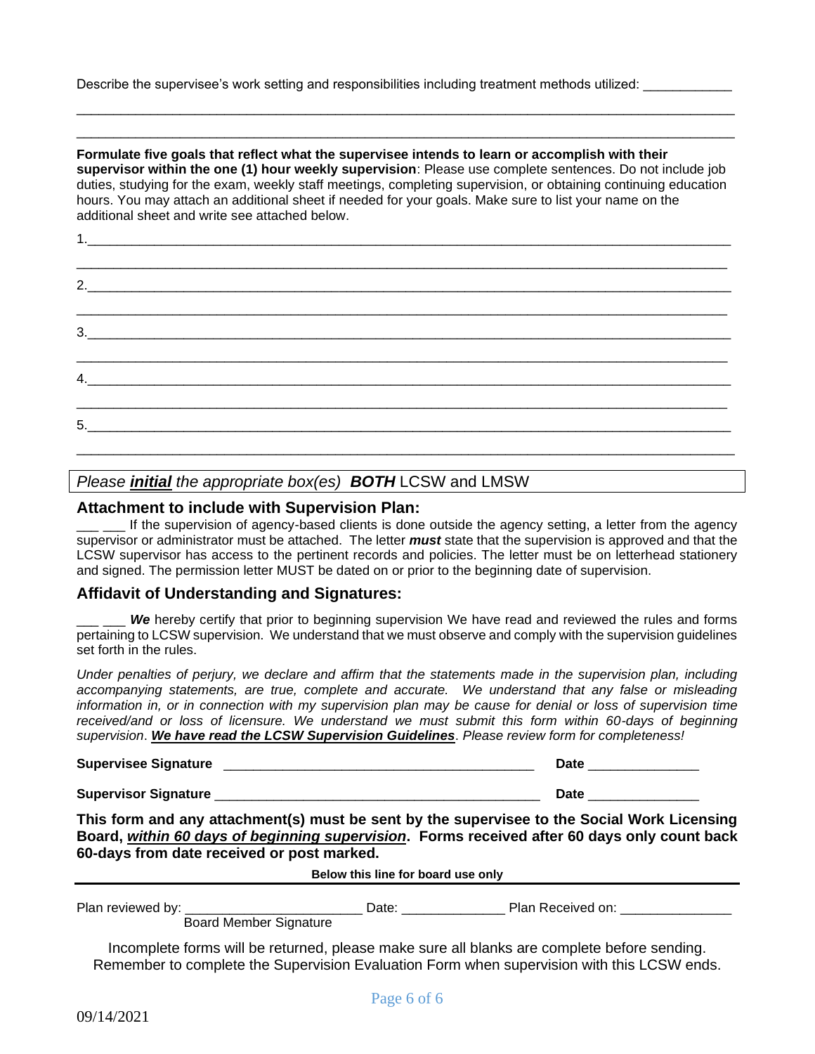Describe the supervisee's work setting and responsibilities including treatment methods utilized: ____________

______________________________________________________________________________________

______________________________________________________________________________________

**Formulate five goals that reflect what the supervisee intends to learn or accomplish with their supervisor within the one (1) hour weekly supervision**: Please use complete sentences. Do not include job duties, studying for the exam, weekly staff meetings, completing supervision, or obtaining continuing education hours. You may attach an additional sheet if needed for your goals. Make sure to list your name on the additional sheet and write see attached below.

1.____________________________________________________________________________________

______________________________________________________________________________________

2.____________________________________________________________________________________

______________________________________________________________________________________

3.____________________________________________________________________________________

______________________________________________________________________________________

4.____________________________________________________________________________________

______________________________________________________________________________________

5.____________________________________________________________________________________

______________________________________________________________________________________

*Please **initial** the appropriate box(es)* ***BOTH*** LCSW and LMSW

## Attachment to include with Supervision Plan:

___ ___ If the supervision of agency-based clients is done outside the agency setting, a letter from the agency supervisor or administrator must be attached. The letter ***must*** state that the supervision is approved and that the LCSW supervisor has access to the pertinent records and policies. The letter must be on letterhead stationery and signed. The permission letter MUST be dated on or prior to the beginning date of supervision.

## Affidavit of Understanding and Signatures:

___ ___ ***We*** hereby certify that prior to beginning supervision We have read and reviewed the rules and forms pertaining to LCSW supervision. We understand that we must observe and comply with the supervision guidelines set forth in the rules.

*Under penalties of perjury, we declare and affirm that the statements made in the supervision plan, including accompanying statements, are true, complete and accurate. We understand that any false or misleading information in, or in connection with my supervision plan may be cause for denial or loss of supervision time received/and or loss of licensure. We understand we must submit this form within 60-days of beginning supervision.* ***We have read the LCSW Supervision Guidelines****. Please review form for completeness!*

**Supervisee Signature** ___________________________________________ **Date** _______________

**Supervisor Signature** _____________________________________________ **Date** _______________

**This form and any attachment(s) must be sent by the supervisee to the Social Work Licensing Board, *within 60 days of beginning supervision*. Forms received after 60 days only count back 60-days from date received or post marked.**

**Below this line for board use only**

---

Plan reviewed by: ________________________ Date: ______________ Plan Received on: _______________
Board Member Signature

Incomplete forms will be returned, please make sure all blanks are complete before sending.
Remember to complete the Supervision Evaluation Form when supervision with this LCSW ends.

09/14/2021